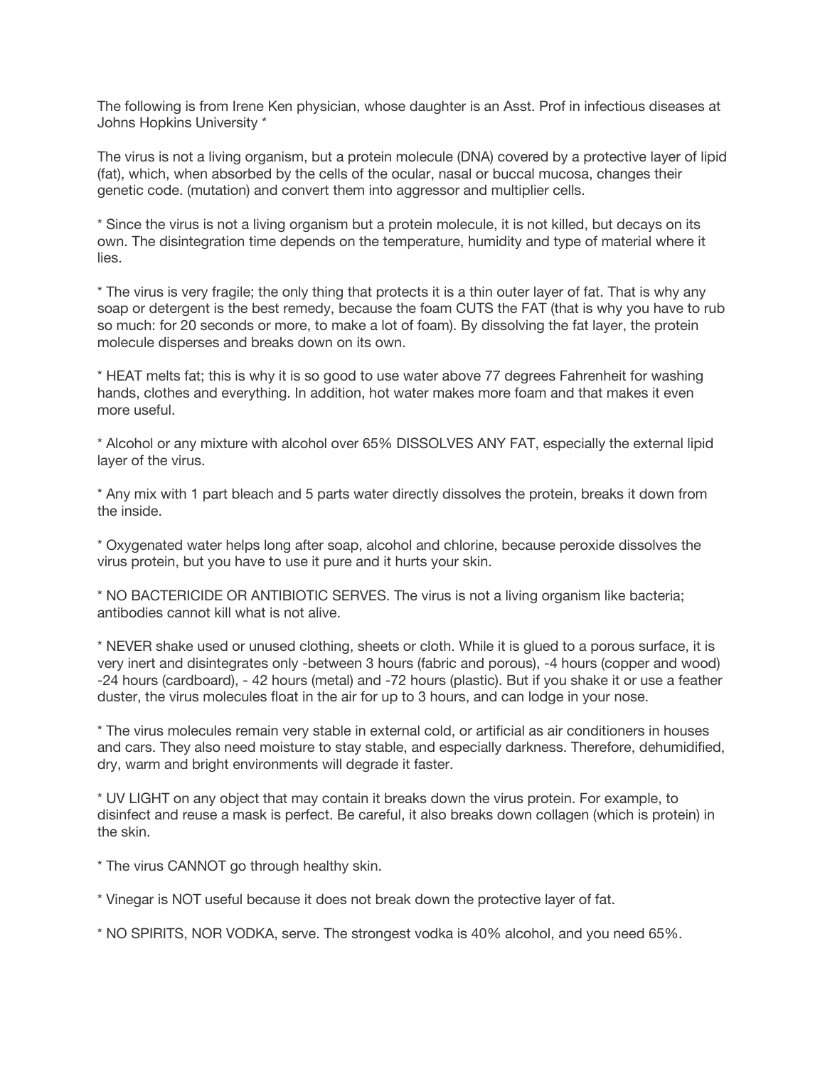The following is from Irene Ken physician, whose daughter is an Asst. Prof in infectious diseases at Johns Hopkins University *

The virus is not a living organism, but a protein molecule (DNA) covered by a protective layer of lipid (fat), which, when absorbed by the cells of the ocular, nasal or buccal mucosa, changes their genetic code. (mutation) and convert them into aggressor and multiplier cells.

* Since the virus is not a living organism but a protein molecule, it is not killed, but decays on its own. The disintegration time depends on the temperature, humidity and type of material where it lies.

* The virus is very fragile; the only thing that protects it is a thin outer layer of fat. That is why any soap or detergent is the best remedy, because the foam CUTS the FAT (that is why you have to rub so much: for 20 seconds or more, to make a lot of foam). By dissolving the fat layer, the protein molecule disperses and breaks down on its own.

* HEAT melts fat; this is why it is so good to use water above 77 degrees Fahrenheit for washing hands, clothes and everything. In addition, hot water makes more foam and that makes it even more useful.

* Alcohol or any mixture with alcohol over 65% DISSOLVES ANY FAT, especially the external lipid layer of the virus.

* Any mix with 1 part bleach and 5 parts water directly dissolves the protein, breaks it down from the inside.

* Oxygenated water helps long after soap, alcohol and chlorine, because peroxide dissolves the virus protein, but you have to use it pure and it hurts your skin.

* NO BACTERICIDE OR ANTIBIOTIC SERVES. The virus is not a living organism like bacteria; antibodies cannot kill what is not alive.

* NEVER shake used or unused clothing, sheets or cloth. While it is glued to a porous surface, it is very inert and disintegrates only -between 3 hours (fabric and porous), -4 hours (copper and wood) -24 hours (cardboard), - 42 hours (metal) and -72 hours (plastic). But if you shake it or use a feather duster, the virus molecules float in the air for up to 3 hours, and can lodge in your nose.

* The virus molecules remain very stable in external cold, or artificial as air conditioners in houses and cars. They also need moisture to stay stable, and especially darkness. Therefore, dehumidified, dry, warm and bright environments will degrade it faster.

* UV LIGHT on any object that may contain it breaks down the virus protein. For example, to disinfect and reuse a mask is perfect. Be careful, it also breaks down collagen (which is protein) in the skin.

* The virus CANNOT go through healthy skin.

* Vinegar is NOT useful because it does not break down the protective layer of fat.

* NO SPIRITS, NOR VODKA, serve. The strongest vodka is 40% alcohol, and you need 65%.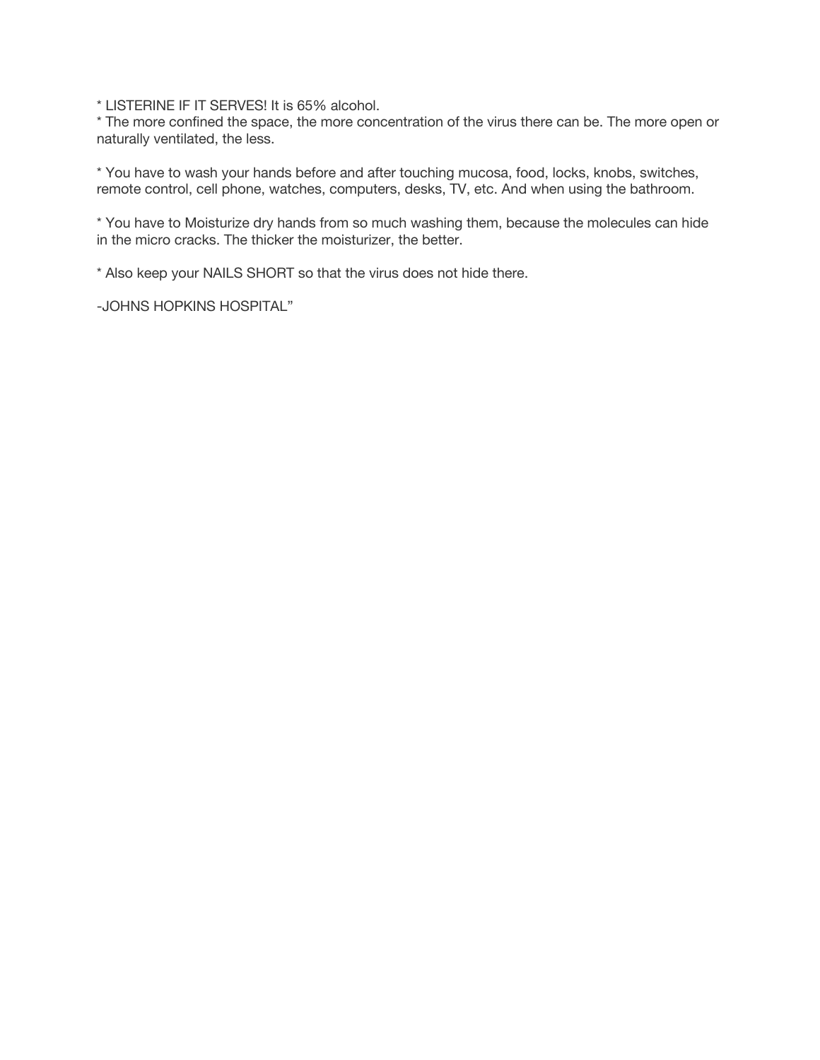* LISTERINE IF IT SERVES! It is 65% alcohol.
* The more confined the space, the more concentration of the virus there can be. The more open or naturally ventilated, the less.

* You have to wash your hands before and after touching mucosa, food, locks, knobs, switches, remote control, cell phone, watches, computers, desks, TV, etc. And when using the bathroom.

* You have to Moisturize dry hands from so much washing them, because the molecules can hide in the micro cracks. The thicker the moisturizer, the better.

* Also keep your NAILS SHORT so that the virus does not hide there.

-JOHNS HOPKINS HOSPITAL”